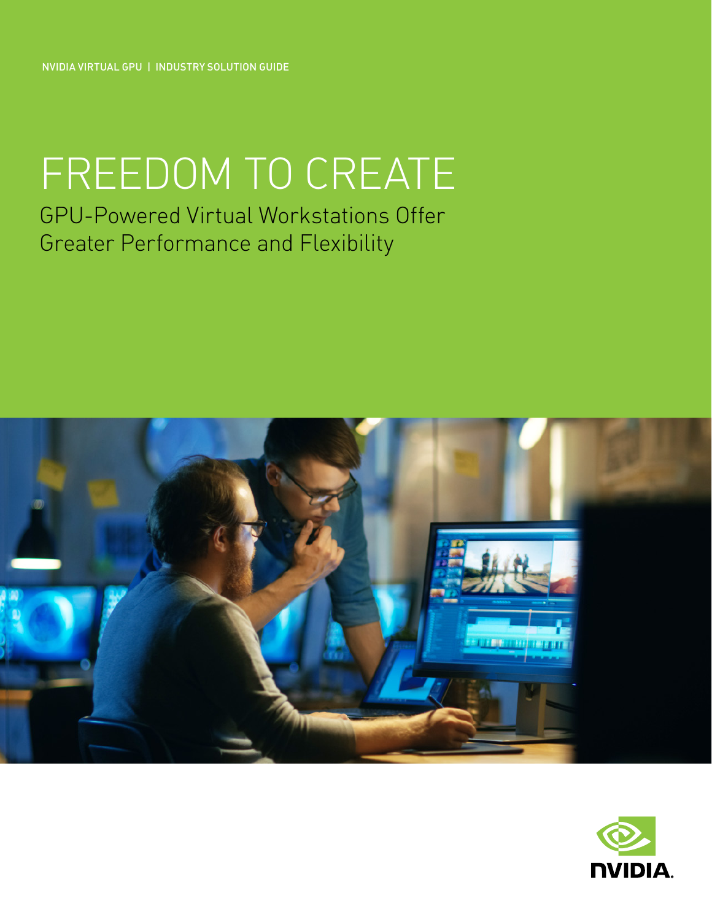NVIDIA VIRTUAL GPU | INDUSTRY SOLUTION GUIDE

# FREEDOM TO CREATE

## GPU-Powered Virtual Workstations Offer Greater Performance and Flexibility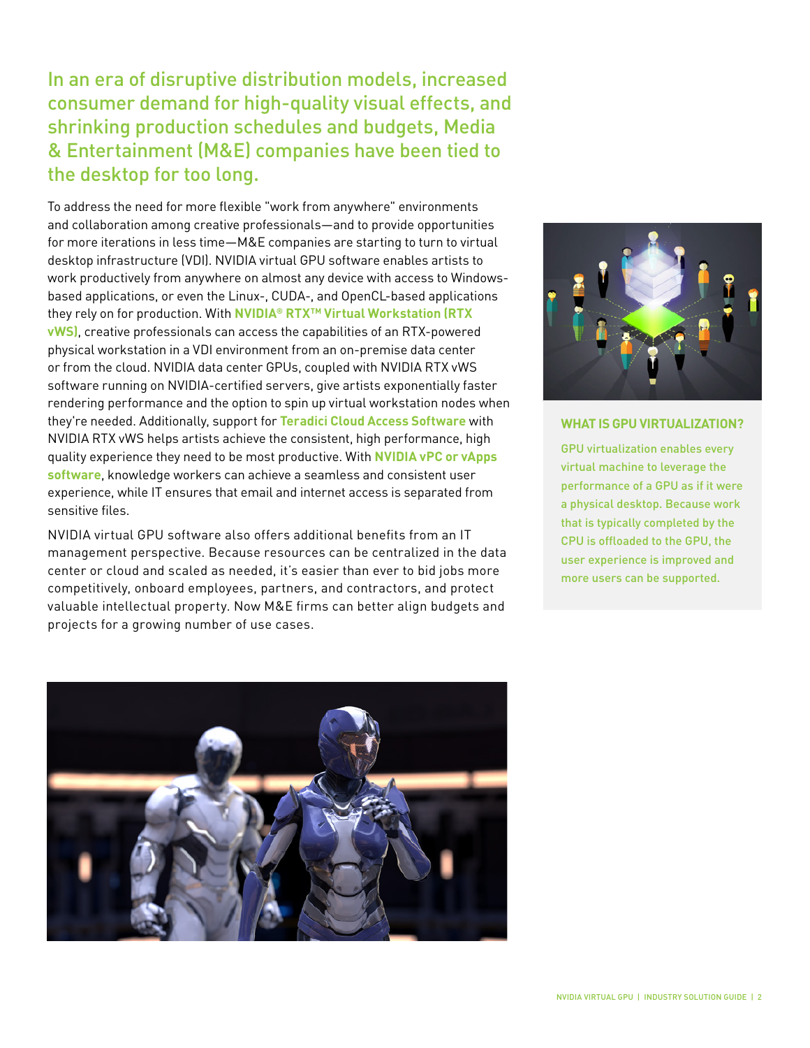## In an era of disruptive distribution models, increased consumer demand for high-quality visual effects, and shrinking production schedules and budgets, Media & Entertainment (M&E) companies have been tied to the desktop for too long.

To address the need for more flexible "work from anywhere" environments and collaboration among creative professionals—and to provide opportunities for more iterations in less time—M&E companies are starting to turn to virtual desktop infrastructure (VDI). NVIDIA virtual GPU software enables artists to work productively from anywhere on almost any device with access to Windows-based applications, or even the Linux-, CUDA-, and OpenCL-based applications they rely on for production. With **NVIDIA® RTX™ Virtual Workstation (RTX vWS)**, creative professionals can access the capabilities of an RTX-powered physical workstation in a VDI environment from an on-premise data center or from the cloud. NVIDIA data center GPUs, coupled with NVIDIA RTX vWS software running on NVIDIA-certified servers, give artists exponentially faster rendering performance and the option to spin up virtual workstation nodes when they're needed. Additionally, support for **Teradici Cloud Access Software** with NVIDIA RTX vWS helps artists achieve the consistent, high performance, high quality experience they need to be most productive. With **NVIDIA vPC or vApps software**, knowledge workers can achieve a seamless and consistent user experience, while IT ensures that email and internet access is separated from sensitive files.

NVIDIA virtual GPU software also offers additional benefits from an IT management perspective. Because resources can be centralized in the data center or cloud and scaled as needed, it's easier than ever to bid jobs more competitively, onboard employees, partners, and contractors, and protect valuable intellectual property. Now M&E firms can better align budgets and projects for a growing number of use cases.

### WHAT IS GPU VIRTUALIZATION?

GPU virtualization enables every virtual machine to leverage the performance of a GPU as if it were a physical desktop. Because work that is typically completed by the CPU is offloaded to the GPU, the user experience is improved and more users can be supported.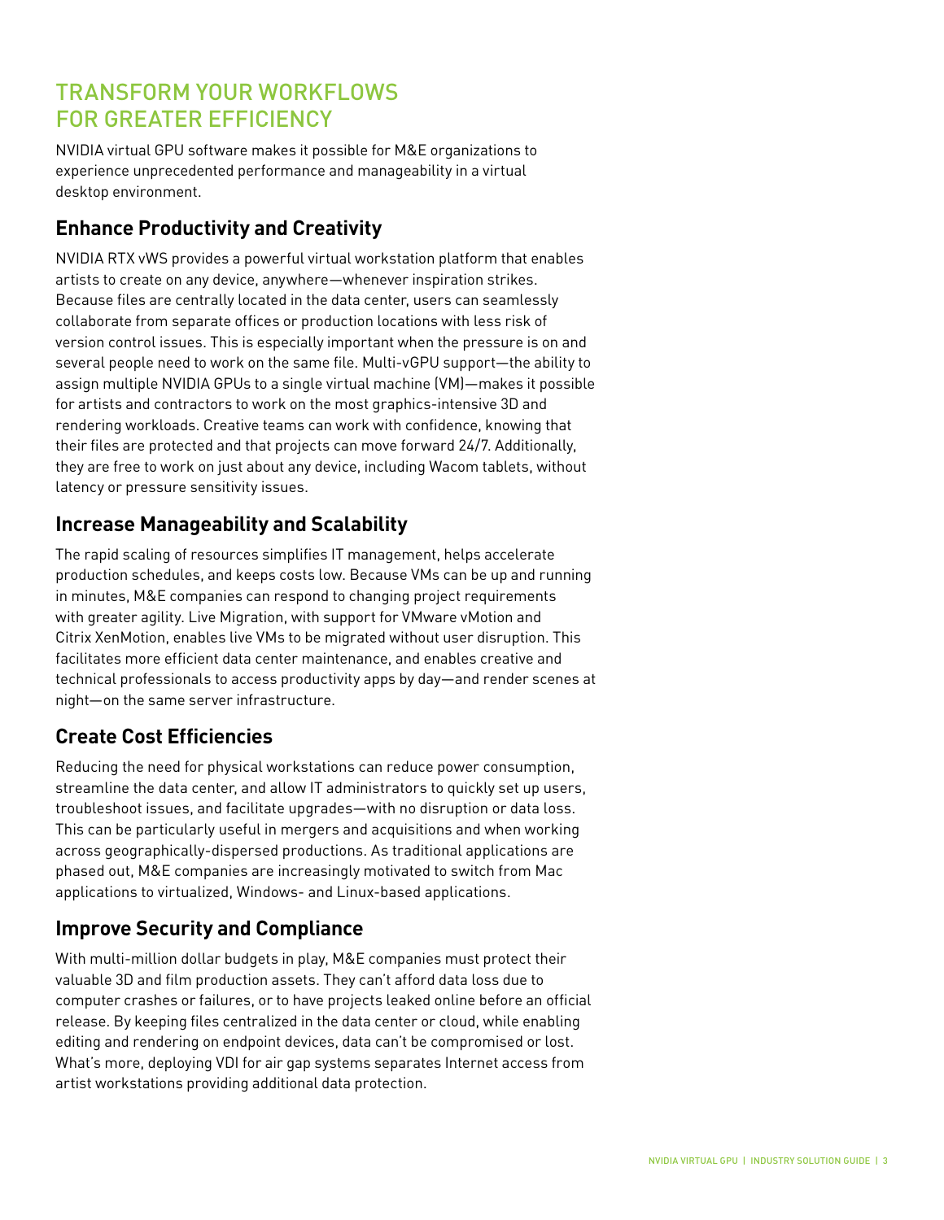# TRANSFORM YOUR WORKFLOWS FOR GREATER EFFICIENCY

NVIDIA virtual GPU software makes it possible for M&E organizations to experience unprecedented performance and manageability in a virtual desktop environment.

## Enhance Productivity and Creativity

NVIDIA RTX vWS provides a powerful virtual workstation platform that enables artists to create on any device, anywhere—whenever inspiration strikes. Because files are centrally located in the data center, users can seamlessly collaborate from separate offices or production locations with less risk of version control issues. This is especially important when the pressure is on and several people need to work on the same file. Multi-vGPU support—the ability to assign multiple NVIDIA GPUs to a single virtual machine (VM)—makes it possible for artists and contractors to work on the most graphics-intensive 3D and rendering workloads. Creative teams can work with confidence, knowing that their files are protected and that projects can move forward 24/7. Additionally, they are free to work on just about any device, including Wacom tablets, without latency or pressure sensitivity issues.

## Increase Manageability and Scalability

The rapid scaling of resources simplifies IT management, helps accelerate production schedules, and keeps costs low. Because VMs can be up and running in minutes, M&E companies can respond to changing project requirements with greater agility. Live Migration, with support for VMware vMotion and Citrix XenMotion, enables live VMs to be migrated without user disruption. This facilitates more efficient data center maintenance, and enables creative and technical professionals to access productivity apps by day—and render scenes at night—on the same server infrastructure.

## Create Cost Efficiencies

Reducing the need for physical workstations can reduce power consumption, streamline the data center, and allow IT administrators to quickly set up users, troubleshoot issues, and facilitate upgrades—with no disruption or data loss. This can be particularly useful in mergers and acquisitions and when working across geographically-dispersed productions. As traditional applications are phased out, M&E companies are increasingly motivated to switch from Mac applications to virtualized, Windows- and Linux-based applications.

## Improve Security and Compliance

With multi-million dollar budgets in play, M&E companies must protect their valuable 3D and film production assets. They can't afford data loss due to computer crashes or failures, or to have projects leaked online before an official release. By keeping files centralized in the data center or cloud, while enabling editing and rendering on endpoint devices, data can't be compromised or lost. What's more, deploying VDI for air gap systems separates Internet access from artist workstations providing additional data protection.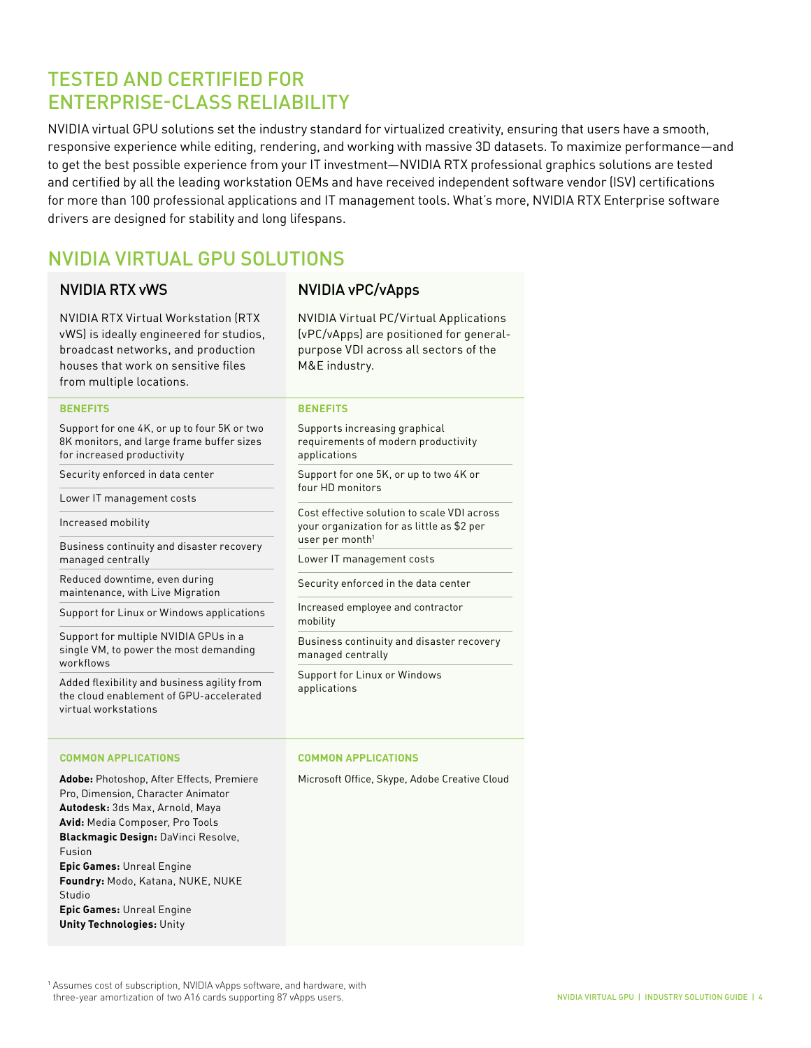## TESTED AND CERTIFIED FOR ENTERPRISE-CLASS RELIABILITY

NVIDIA virtual GPU solutions set the industry standard for virtualized creativity, ensuring that users have a smooth, responsive experience while editing, rendering, and working with massive 3D datasets. To maximize performance—and to get the best possible experience from your IT investment—NVIDIA RTX professional graphics solutions are tested and certified by all the leading workstation OEMs and have received independent software vendor (ISV) certifications for more than 100 professional applications and IT management tools. What's more, NVIDIA RTX Enterprise software drivers are designed for stability and long lifespans.

## NVIDIA VIRTUAL GPU SOLUTIONS

### NVIDIA RTX vWS

NVIDIA RTX Virtual Workstation (RTX vWS) is ideally engineered for studios, broadcast networks, and production houses that work on sensitive files from multiple locations.

**BENEFITS**

- Support for one 4K, or up to four 5K or two 8K monitors, and large frame buffer sizes for increased productivity
- Security enforced in data center
- Lower IT management costs
- Increased mobility
- Business continuity and disaster recovery managed centrally
- Reduced downtime, even during maintenance, with Live Migration
- Support for Linux or Windows applications
- Support for multiple NVIDIA GPUs in a single VM, to power the most demanding workflows
- Added flexibility and business agility from the cloud enablement of GPU-accelerated virtual workstations

**COMMON APPLICATIONS**

**Adobe:** Photoshop, After Effects, Premiere Pro, Dimension, Character Animator
**Autodesk:** 3ds Max, Arnold, Maya
**Avid:** Media Composer, Pro Tools
**Blackmagic Design:** DaVinci Resolve, Fusion
**Epic Games:** Unreal Engine
**Foundry:** Modo, Katana, NUKE, NUKE Studio
**Epic Games:** Unreal Engine
**Unity Technologies:** Unity

### NVIDIA vPC/vApps

NVIDIA Virtual PC/Virtual Applications (vPC/vApps) are positioned for general-purpose VDI across all sectors of the M&E industry.

**BENEFITS**

- Supports increasing graphical requirements of modern productivity applications
- Support for one 5K, or up to two 4K or four HD monitors
- Cost effective solution to scale VDI across your organization for as little as $2 per user per month[1]
- Lower IT management costs
- Security enforced in the data center
- Increased employee and contractor mobility
- Business continuity and disaster recovery managed centrally
- Support for Linux or Windows applications

**COMMON APPLICATIONS**

Microsoft Office, Skype, Adobe Creative Cloud

[1] Assumes cost of subscription, NVIDIA vApps software, and hardware, with three-year amortization of two A16 cards supporting 87 vApps users.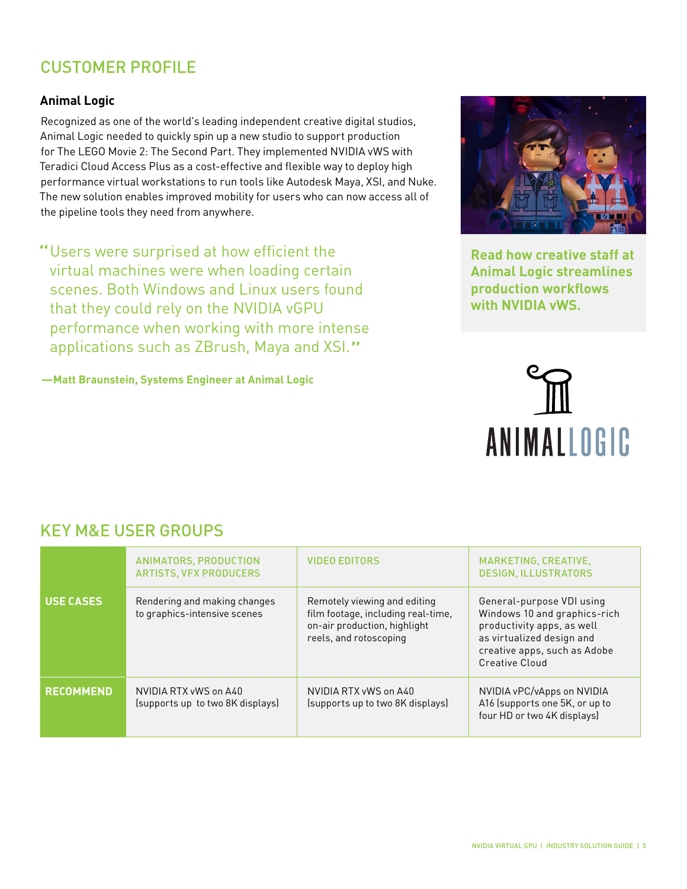## CUSTOMER PROFILE

### Animal Logic

Recognized as one of the world's leading independent creative digital studios, Animal Logic needed to quickly spin up a new studio to support production for The LEGO Movie 2: The Second Part. They implemented NVIDIA vWS with Teradici Cloud Access Plus as a cost-effective and flexible way to deploy high performance virtual workstations to run tools like Autodesk Maya, XSI, and Nuke. The new solution enables improved mobility for users who can now access all of the pipeline tools they need from anywhere.

> "Users were surprised at how efficient the virtual machines were when loading certain scenes. Both Windows and Linux users found that they could rely on the NVIDIA vGPU performance when working with more intense applications such as ZBrush, Maya and XSI."

**—Matt Braunstein, Systems Engineer at Animal Logic**

**Read how creative staff at Animal Logic streamlines production workflows with NVIDIA vWS.**

ANIMAL LOGIC

## KEY M&E USER GROUPS

| | ANIMATORS, PRODUCTION ARTISTS, VFX PRODUCERS | VIDEO EDITORS | MARKETING, CREATIVE, DESIGN, ILLUSTRATORS |
|---|---|---|---|
| **USE CASES** | Rendering and making changes to graphics-intensive scenes | Remotely viewing and editing film footage, including real-time, on-air production, highlight reels, and rotoscoping | General-purpose VDI using Windows 10 and graphics-rich productivity apps, as well as virtualized design and creative apps, such as Adobe Creative Cloud |
| **RECOMMEND** | NVIDIA RTX vWS on A40 (supports up to two 8K displays) | NVIDIA RTX vWS on A40 (supports up to two 8K displays) | NVIDIA vPC/vApps on NVIDIA A16 (supports one 5K, or up to four HD or two 4K displays) |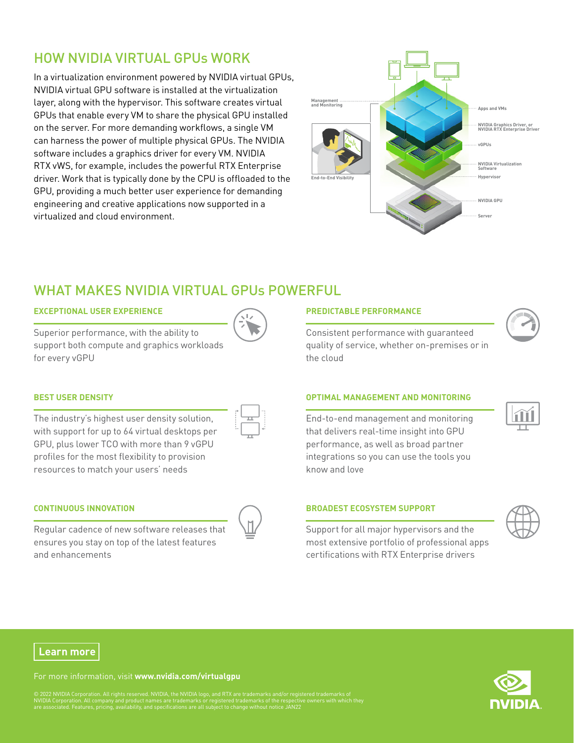## HOW NVIDIA VIRTUAL GPUs WORK

In a virtualization environment powered by NVIDIA virtual GPUs, NVIDIA virtual GPU software is installed at the virtualization layer, along with the hypervisor. This software creates virtual GPUs that enable every VM to share the physical GPU installed on the server. For more demanding workflows, a single VM can harness the power of multiple physical GPUs. The NVIDIA software includes a graphics driver for every VM. NVIDIA RTX vWS, for example, includes the powerful RTX Enterprise driver. Work that is typically done by the CPU is offloaded to the GPU, providing a much better user experience for demanding engineering and creative applications now supported in a virtualized and cloud environment.

Management and Monitoring

End-to-End Visibility

Apps and VMs

NVIDIA Graphics Driver, or NVIDIA RTX Enterprise Driver

vGPUs

NVIDIA Virtualization Software

Hypervisor

NVIDIA GPU

Server

## WHAT MAKES NVIDIA VIRTUAL GPUs POWERFUL

### EXCEPTIONAL USER EXPERIENCE

Superior performance, with the ability to support both compute and graphics workloads for every vGPU

### PREDICTABLE PERFORMANCE

Consistent performance with guaranteed quality of service, whether on-premises or in the cloud

### BEST USER DENSITY

The industry's highest user density solution, with support for up to 64 virtual desktops per GPU, plus lower TCO with more than 9 vGPU profiles for the most flexibility to provision resources to match your users' needs

### OPTIMAL MANAGEMENT AND MONITORING

End-to-end management and monitoring that delivers real-time insight into GPU performance, as well as broad partner integrations so you can use the tools you know and love

### CONTINUOUS INNOVATION

Regular cadence of new software releases that ensures you stay on top of the latest features and enhancements

### BROADEST ECOSYSTEM SUPPORT

Support for all major hypervisors and the most extensive portfolio of professional apps certifications with RTX Enterprise drivers

**Learn more**

For more information, visit **www.nvidia.com/virtualgpu**

© 2022 NVIDIA Corporation. All rights reserved. NVIDIA, the NVIDIA logo, and RTX are trademarks and/or registered trademarks of NVIDIA Corporation. All company and product names are trademarks or registered trademarks of the respective owners with which they are associated. Features, pricing, availability, and specifications are all subject to change without notice JAN22